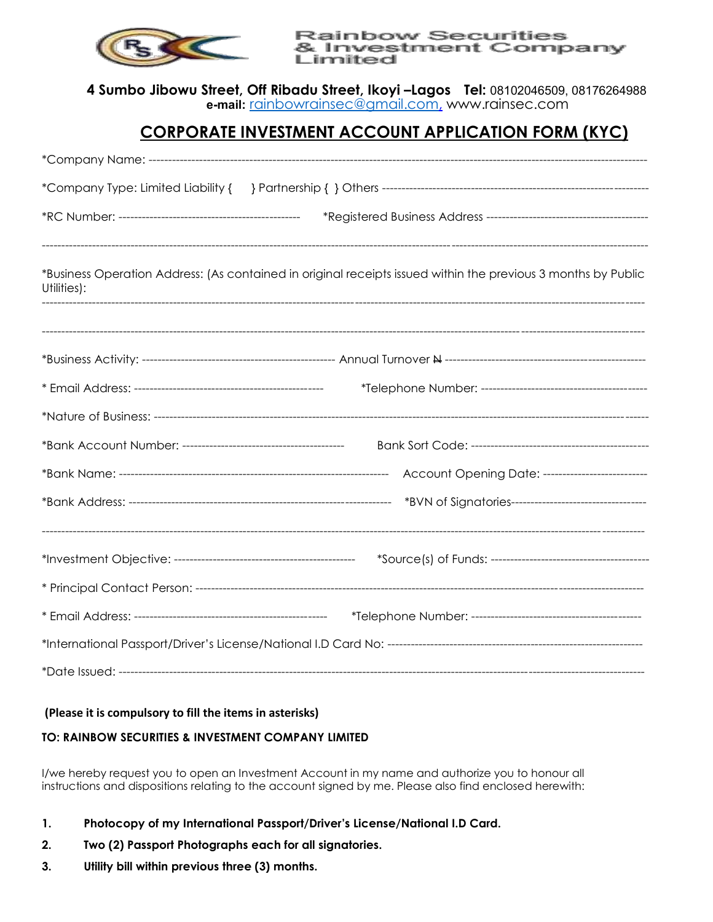Rainbow Securities & Investment Company Limited

**4 Sumbo Jibowu Street, Off Ribadu Street, Ikoyi –Lagos Tel:** 08102046509, 08176264988
**e-mail:** rainbowrainsec@gmail.com, www.rainsec.com

# CORPORATE INVESTMENT ACCOUNT APPLICATION FORM (KYC)

*Company Name: ------------------------------------------------------------------------------------------------------------------------

*Company Type: Limited Liability { } Partnership { } Others --------------------------------------------------------------------

*RC Number: ----------------------------------------------- *Registered Business Address -----------------------------------------

--------------------------------------------------------------------------------------------------------------------------------------------------------

*Business Operation Address: (As contained in original receipts issued within the previous 3 months by Public Utilities):
--------------------------------------------------------------------------------------------------------------------------------------------------------

--------------------------------------------------------------------------------------------------------------------------------------------------------

*Business Activity: -------------------------------------------------- Annual Turnover ₦ ---------------------------------------------------

* Email Address: ------------------------------------------------- *Telephone Number: ------------------------------------------

*Nature of Business: ---------------------------------------------------------------------------------------------------------------------

*Bank Account Number: ------------------------------------------ Bank Sort Code: ---------------------------------------------

*Bank Name: ---------------------------------------------------------------------- Account Opening Date: --------------------------

*Bank Address: ------------------------------------------------------------------- *BVN of Signatories-----------------------------------

--------------------------------------------------------------------------------------------------------------------------------------------------------

*Investment Objective: ---------------------------------------------- *Source(s) of Funds: ----------------------------------------

* Principal Contact Person: -----------------------------------------------------------------------------------------------------------

* Email Address: -------------------------------------------------- *Telephone Number: --------------------------------------------

*International Passport/Driver's License/National I.D Card No: -------------------------------------------------------------------

*Date Issued: ---------------------------------------------------------------------------------------------------------------------------

**(Please it is compulsory to fill the items in asterisks)**

**TO: RAINBOW SECURITIES & INVESTMENT COMPANY LIMITED**

I/we hereby request you to open an Investment Account in my name and authorize you to honour all instructions and dispositions relating to the account signed by me. Please also find enclosed herewith:

1. **Photocopy of my International Passport/Driver's License/National I.D Card.**
2. **Two (2) Passport Photographs each for all signatories.**
3. **Utility bill within previous three (3) months.**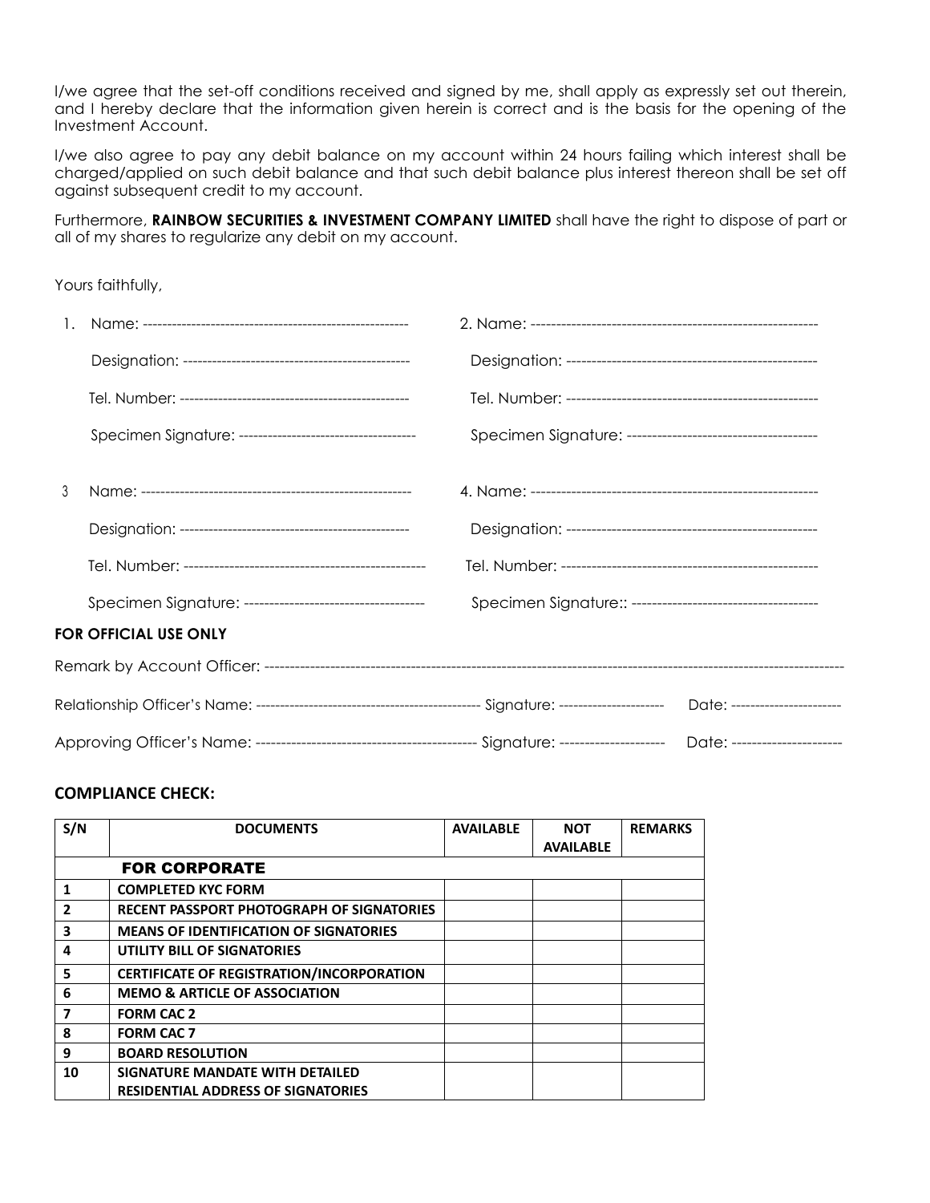I/we agree that the set-off conditions received and signed by me, shall apply as expressly set out therein, and I hereby declare that the information given herein is correct and is the basis for the opening of the Investment Account.

I/we also agree to pay any debit balance on my account within 24 hours failing which interest shall be charged/applied on such debit balance and that such debit balance plus interest thereon shall be set off against subsequent credit to my account.

Furthermore, **RAINBOW SECURITIES & INVESTMENT COMPANY LIMITED** shall have the right to dispose of part or all of my shares to regularize any debit on my account.

Yours faithfully,

1. Name: ------------------------------------------------------

   Designation: ----------------------------------------------

   Tel. Number: -----------------------------------------------

   Specimen Signature: ------------------------------------

2. Name: ----------------------------------------------------------

   Designation: --------------------------------------------------

   Tel. Number: --------------------------------------------------

   Specimen Signature: --------------------------------------

3. Name: -------------------------------------------------------

   Designation: -----------------------------------------------

   Tel. Number: -------------------------------------------------

   Specimen Signature: ------------------------------------

4. Name: ---------------------------------------------------------

   Designation: --------------------------------------------------

   Tel. Number: ---------------------------------------------------

   Specimen Signature:: -------------------------------------

**FOR OFFICIAL USE ONLY**

Remark by Account Officer: -----------------------------------------------------------------------------------------------------------------

Relationship Officer's Name: ---------------------------------------------- Signature: ---------------------- Date: -----------------------

Approving Officer's Name: -------------------------------------------- Signature: --------------------- Date: ----------------------

## COMPLIANCE CHECK:

| S/N | DOCUMENTS | AVAILABLE | NOT AVAILABLE | REMARKS |
|---|---|---|---|---|
| | **FOR CORPORATE** | | | |
| 1 | COMPLETED KYC FORM | | | |
| 2 | RECENT PASSPORT PHOTOGRAPH OF SIGNATORIES | | | |
| 3 | MEANS OF IDENTIFICATION OF SIGNATORIES | | | |
| 4 | UTILITY BILL OF SIGNATORIES | | | |
| 5 | CERTIFICATE OF REGISTRATION/INCORPORATION | | | |
| 6 | MEMO & ARTICLE OF ASSOCIATION | | | |
| 7 | FORM CAC 2 | | | |
| 8 | FORM CAC 7 | | | |
| 9 | BOARD RESOLUTION | | | |
| 10 | SIGNATURE MANDATE WITH DETAILED RESIDENTIAL ADDRESS OF SIGNATORIES | | | |